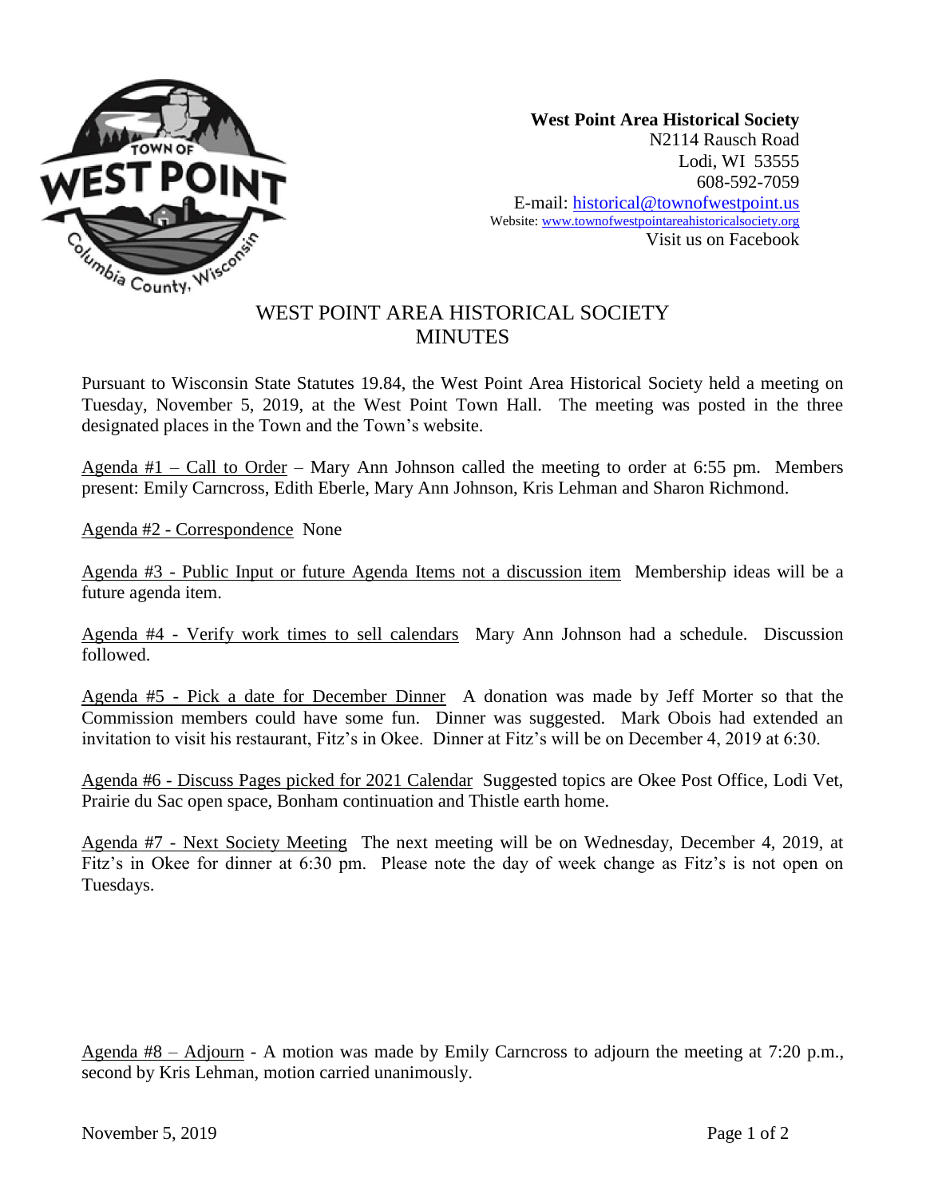**West Point Area Historical Society**
N2114 Rausch Road
Lodi, WI 53555
608-592-7059
E-mail: historical@townofwestpoint.us
Website: www.townofwestpointareahistoricalsociety.org
Visit us on Facebook

# WEST POINT AREA HISTORICAL SOCIETY MINUTES

Pursuant to Wisconsin State Statutes 19.84, the West Point Area Historical Society held a meeting on Tuesday, November 5, 2019, at the West Point Town Hall. The meeting was posted in the three designated places in the Town and the Town's website.

Agenda #1 – Call to Order – Mary Ann Johnson called the meeting to order at 6:55 pm. Members present: Emily Carncross, Edith Eberle, Mary Ann Johnson, Kris Lehman and Sharon Richmond.

Agenda #2 - Correspondence None

Agenda #3 - Public Input or future Agenda Items not a discussion item Membership ideas will be a future agenda item.

Agenda #4 - Verify work times to sell calendars Mary Ann Johnson had a schedule. Discussion followed.

Agenda #5 - Pick a date for December Dinner A donation was made by Jeff Morter so that the Commission members could have some fun. Dinner was suggested. Mark Obois had extended an invitation to visit his restaurant, Fitz's in Okee. Dinner at Fitz's will be on December 4, 2019 at 6:30.

Agenda #6 - Discuss Pages picked for 2021 Calendar Suggested topics are Okee Post Office, Lodi Vet, Prairie du Sac open space, Bonham continuation and Thistle earth home.

Agenda #7 - Next Society Meeting The next meeting will be on Wednesday, December 4, 2019, at Fitz's in Okee for dinner at 6:30 pm. Please note the day of week change as Fitz's is not open on Tuesdays.

Agenda #8 – Adjourn - A motion was made by Emily Carncross to adjourn the meeting at 7:20 p.m., second by Kris Lehman, motion carried unanimously.

November 5, 2019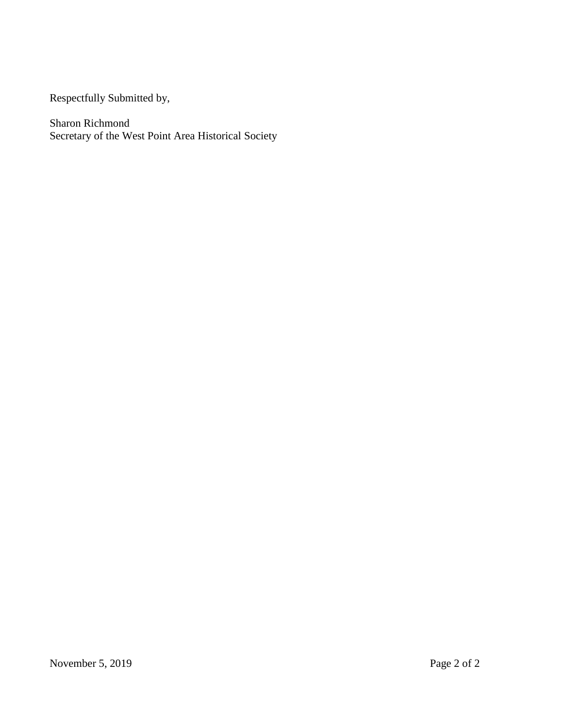Respectfully Submitted by,

Sharon Richmond
Secretary of the West Point Area Historical Society